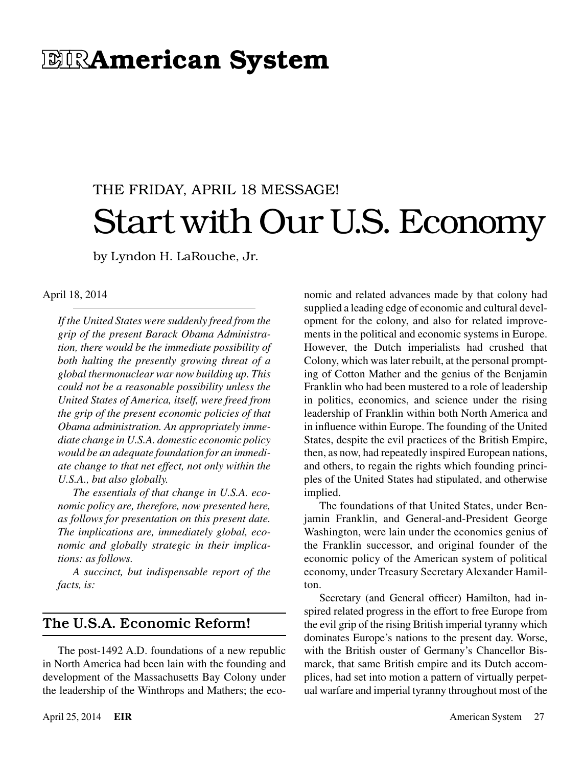# EIR American System

THE FRIDAY, APRIL 18 MESSAGE!

# Start with Our U.S. Economy

by Lyndon H. LaRouche, Jr.

April 18, 2014

---

*If the United States were suddenly freed from the grip of the present Barack Obama Administration, there would be the immediate possibility of both halting the presently growing threat of a global thermonuclear war now building up. This could not be a reasonable possibility unless the United States of America, itself, were freed from the grip of the present economic policies of that Obama administration. An appropriately immediate change in U.S.A. domestic economic policy would be an adequate foundation for an immediate change to that net effect, not only within the U.S.A., but also globally.*

*The essentials of that change in U.S.A. economic policy are, therefore, now presented here, as follows for presentation on this present date. The implications are, immediately global, economic and globally strategic in their implications: as follows.*

*A succinct, but indispensable report of the facts, is:*

## The U.S.A. Economic Reform!

The post-1492 A.D. foundations of a new republic in North America had been lain with the founding and development of the Massachusetts Bay Colony under the leadership of the Winthrops and Mathers; the economic and related advances made by that colony had supplied a leading edge of economic and cultural development for the colony, and also for related improvements in the political and economic systems in Europe. However, the Dutch imperialists had crushed that Colony, which was later rebuilt, at the personal prompting of Cotton Mather and the genius of the Benjamin Franklin who had been mustered to a role of leadership in politics, economics, and science under the rising leadership of Franklin within both North America and in influence within Europe. The founding of the United States, despite the evil practices of the British Empire, then, as now, had repeatedly inspired European nations, and others, to regain the rights which founding principles of the United States had stipulated, and otherwise implied.

The foundations of that United States, under Benjamin Franklin, and General-and-President George Washington, were lain under the economics genius of the Franklin successor, and original founder of the economic policy of the American system of political economy, under Treasury Secretary Alexander Hamilton.

Secretary (and General officer) Hamilton, had inspired related progress in the effort to free Europe from the evil grip of the rising British imperial tyranny which dominates Europe's nations to the present day. Worse, with the British ouster of Germany's Chancellor Bismarck, that same British empire and its Dutch accomplices, had set into motion a pattern of virtually perpetual warfare and imperial tyranny throughout most of the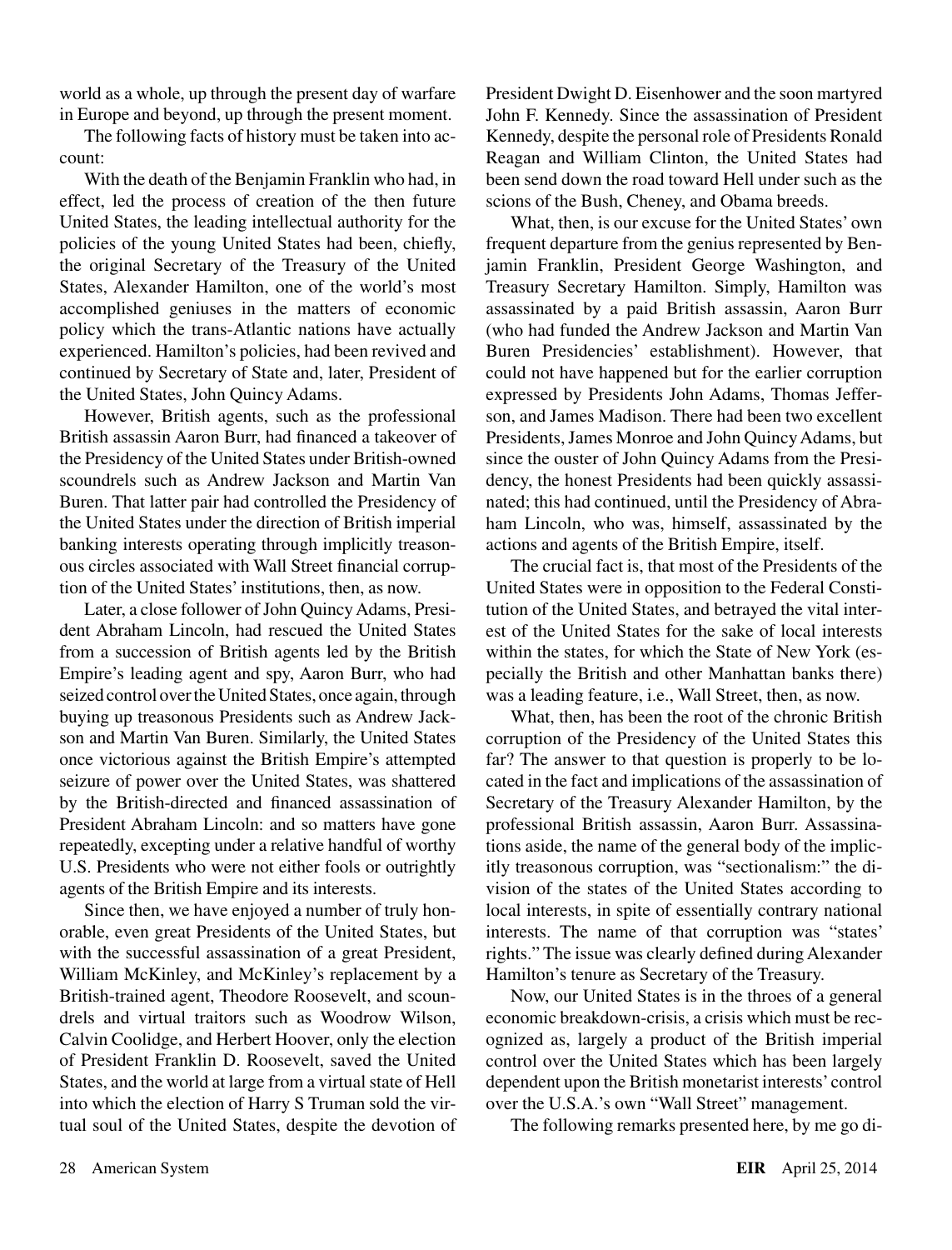world as a whole, up through the present day of warfare in Europe and beyond, up through the present moment.

The following facts of history must be taken into account:

With the death of the Benjamin Franklin who had, in effect, led the process of creation of the then future United States, the leading intellectual authority for the policies of the young United States had been, chiefly, the original Secretary of the Treasury of the United States, Alexander Hamilton, one of the world's most accomplished geniuses in the matters of economic policy which the trans-Atlantic nations have actually experienced. Hamilton's policies, had been revived and continued by Secretary of State and, later, President of the United States, John Quincy Adams.

However, British agents, such as the professional British assassin Aaron Burr, had financed a takeover of the Presidency of the United States under British-owned scoundrels such as Andrew Jackson and Martin Van Buren. That latter pair had controlled the Presidency of the United States under the direction of British imperial banking interests operating through implicitly treasonous circles associated with Wall Street financial corruption of the United States' institutions, then, as now.

Later, a close follower of John Quincy Adams, President Abraham Lincoln, had rescued the United States from a succession of British agents led by the British Empire's leading agent and spy, Aaron Burr, who had seized control over the United States, once again, through buying up treasonous Presidents such as Andrew Jackson and Martin Van Buren. Similarly, the United States once victorious against the British Empire's attempted seizure of power over the United States, was shattered by the British-directed and financed assassination of President Abraham Lincoln: and so matters have gone repeatedly, excepting under a relative handful of worthy U.S. Presidents who were not either fools or outrightly agents of the British Empire and its interests.

Since then, we have enjoyed a number of truly honorable, even great Presidents of the United States, but with the successful assassination of a great President, William McKinley, and McKinley's replacement by a British-trained agent, Theodore Roosevelt, and scoundrels and virtual traitors such as Woodrow Wilson, Calvin Coolidge, and Herbert Hoover, only the election of President Franklin D. Roosevelt, saved the United States, and the world at large from a virtual state of Hell into which the election of Harry S Truman sold the virtual soul of the United States, despite the devotion of President Dwight D. Eisenhower and the soon martyred John F. Kennedy. Since the assassination of President Kennedy, despite the personal role of Presidents Ronald Reagan and William Clinton, the United States had been send down the road toward Hell under such as the scions of the Bush, Cheney, and Obama breeds.

What, then, is our excuse for the United States' own frequent departure from the genius represented by Benjamin Franklin, President George Washington, and Treasury Secretary Hamilton. Simply, Hamilton was assassinated by a paid British assassin, Aaron Burr (who had funded the Andrew Jackson and Martin Van Buren Presidencies' establishment). However, that could not have happened but for the earlier corruption expressed by Presidents John Adams, Thomas Jefferson, and James Madison. There had been two excellent Presidents, James Monroe and John Quincy Adams, but since the ouster of John Quincy Adams from the Presidency, the honest Presidents had been quickly assassinated; this had continued, until the Presidency of Abraham Lincoln, who was, himself, assassinated by the actions and agents of the British Empire, itself.

The crucial fact is, that most of the Presidents of the United States were in opposition to the Federal Constitution of the United States, and betrayed the vital interest of the United States for the sake of local interests within the states, for which the State of New York (especially the British and other Manhattan banks there) was a leading feature, i.e., Wall Street, then, as now.

What, then, has been the root of the chronic British corruption of the Presidency of the United States this far? The answer to that question is properly to be located in the fact and implications of the assassination of Secretary of the Treasury Alexander Hamilton, by the professional British assassin, Aaron Burr. Assassinations aside, the name of the general body of the implicitly treasonous corruption, was "sectionalism:" the division of the states of the United States according to local interests, in spite of essentially contrary national interests. The name of that corruption was "states' rights." The issue was clearly defined during Alexander Hamilton's tenure as Secretary of the Treasury.

Now, our United States is in the throes of a general economic breakdown-crisis, a crisis which must be recognized as, largely a product of the British imperial control over the United States which has been largely dependent upon the British monetarist interests' control over the U.S.A.'s own "Wall Street" management.

The following remarks presented here, by me go di-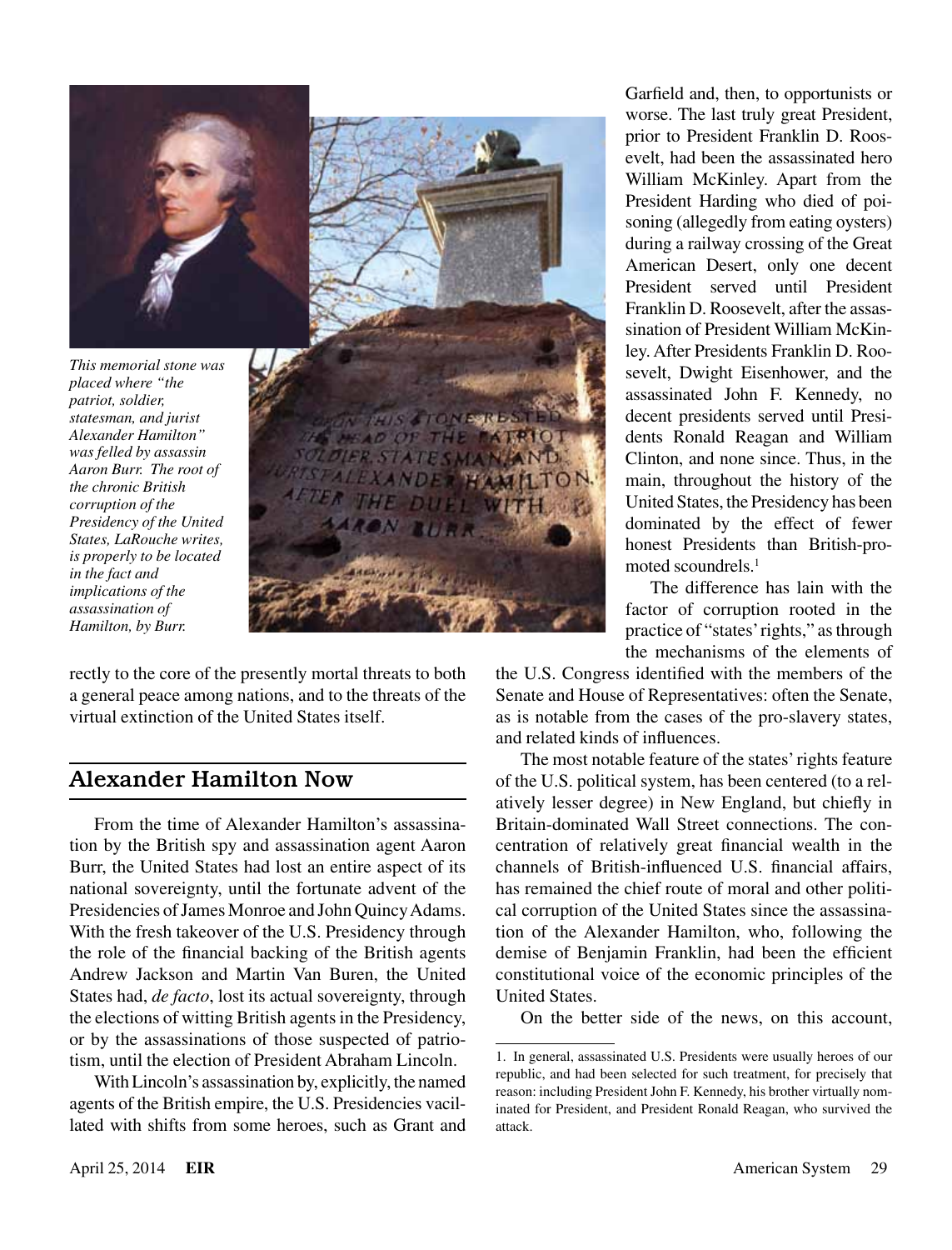*This memorial stone was placed where "the patriot, soldier, statesman, and jurist Alexander Hamilton" was felled by assassin Aaron Burr. The root of the chronic British corruption of the Presidency of the United States, LaRouche writes, is properly to be located in the fact and implications of the assassination of Hamilton, by Burr.*

rectly to the core of the presently mortal threats to both a general peace among nations, and to the threats of the virtual extinction of the United States itself.

## Alexander Hamilton Now

From the time of Alexander Hamilton's assassination by the British spy and assassination agent Aaron Burr, the United States had lost an entire aspect of its national sovereignty, until the fortunate advent of the Presidencies of James Monroe and John Quincy Adams. With the fresh takeover of the U.S. Presidency through the role of the financial backing of the British agents Andrew Jackson and Martin Van Buren, the United States had, *de facto*, lost its actual sovereignty, through the elections of witting British agents in the Presidency, or by the assassinations of those suspected of patriotism, until the election of President Abraham Lincoln.

With Lincoln's assassination by, explicitly, the named agents of the British empire, the U.S. Presidencies vacillated with shifts from some heroes, such as Grant and Garfield and, then, to opportunists or worse. The last truly great President, prior to President Franklin D. Roosevelt, had been the assassinated hero William McKinley. Apart from the President Harding who died of poisoning (allegedly from eating oysters) during a railway crossing of the Great American Desert, only one decent President served until President Franklin D. Roosevelt, after the assassination of President William McKinley. After Presidents Franklin D. Roosevelt, Dwight Eisenhower, and the assassinated John F. Kennedy, no decent presidents served until Presidents Ronald Reagan and William Clinton, and none since. Thus, in the main, throughout the history of the United States, the Presidency has been dominated by the effect of fewer honest Presidents than British-promoted scoundrels.[1]

The difference has lain with the factor of corruption rooted in the practice of "states' rights," as through the mechanisms of the elements of the U.S. Congress identified with the members of the Senate and House of Representatives: often the Senate, as is notable from the cases of the pro-slavery states, and related kinds of influences.

The most notable feature of the states' rights feature of the U.S. political system, has been centered (to a relatively lesser degree) in New England, but chiefly in Britain-dominated Wall Street connections. The concentration of relatively great financial wealth in the channels of British-influenced U.S. financial affairs, has remained the chief route of moral and other political corruption of the United States since the assassination of the Alexander Hamilton, who, following the demise of Benjamin Franklin, had been the efficient constitutional voice of the economic principles of the United States.

On the better side of the news, on this account,

1. In general, assassinated U.S. Presidents were usually heroes of our republic, and had been selected for such treatment, for precisely that reason: including President John F. Kennedy, his brother virtually nominated for President, and President Ronald Reagan, who survived the attack.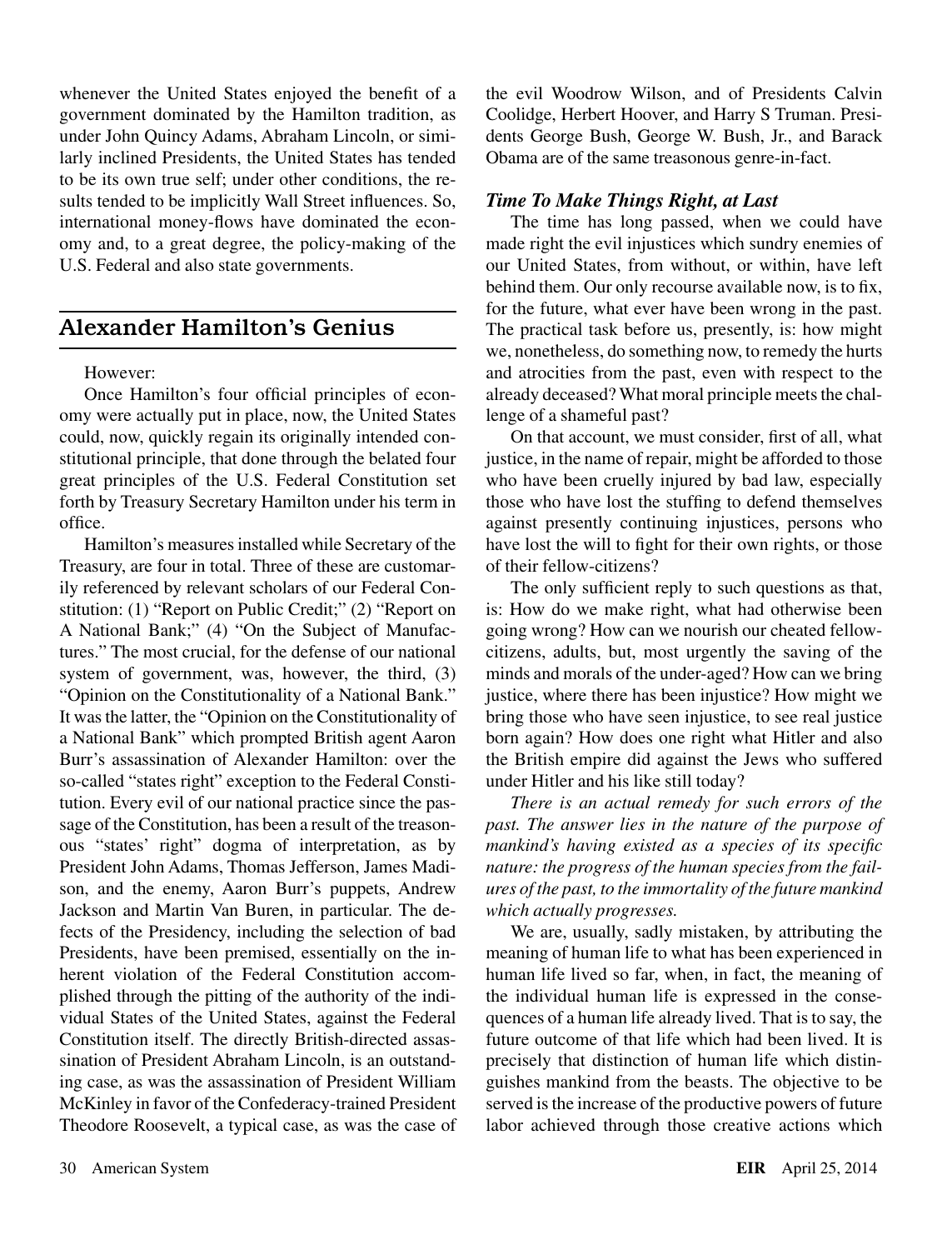whenever the United States enjoyed the benefit of a government dominated by the Hamilton tradition, as under John Quincy Adams, Abraham Lincoln, or similarly inclined Presidents, the United States has tended to be its own true self; under other conditions, the results tended to be implicitly Wall Street influences. So, international money-flows have dominated the economy and, to a great degree, the policy-making of the U.S. Federal and also state governments.

## Alexander Hamilton's Genius

However:

Once Hamilton's four official principles of economy were actually put in place, now, the United States could, now, quickly regain its originally intended constitutional principle, that done through the belated four great principles of the U.S. Federal Constitution set forth by Treasury Secretary Hamilton under his term in office.

Hamilton's measures installed while Secretary of the Treasury, are four in total. Three of these are customarily referenced by relevant scholars of our Federal Constitution: (1) "Report on Public Credit;" (2) "Report on A National Bank;" (4) "On the Subject of Manufactures." The most crucial, for the defense of our national system of government, was, however, the third, (3) "Opinion on the Constitutionality of a National Bank." It was the latter, the "Opinion on the Constitutionality of a National Bank" which prompted British agent Aaron Burr's assassination of Alexander Hamilton: over the so-called "states right" exception to the Federal Constitution. Every evil of our national practice since the passage of the Constitution, has been a result of the treasonous "states' right" dogma of interpretation, as by President John Adams, Thomas Jefferson, James Madison, and the enemy, Aaron Burr's puppets, Andrew Jackson and Martin Van Buren, in particular. The defects of the Presidency, including the selection of bad Presidents, have been premised, essentially on the inherent violation of the Federal Constitution accomplished through the pitting of the authority of the individual States of the United States, against the Federal Constitution itself. The directly British-directed assassination of President Abraham Lincoln, is an outstanding case, as was the assassination of President William McKinley in favor of the Confederacy-trained President Theodore Roosevelt, a typical case, as was the case of the evil Woodrow Wilson, and of Presidents Calvin Coolidge, Herbert Hoover, and Harry S Truman. Presidents George Bush, George W. Bush, Jr., and Barack Obama are of the same treasonous genre-in-fact.

### *Time To Make Things Right, at Last*

The time has long passed, when we could have made right the evil injustices which sundry enemies of our United States, from without, or within, have left behind them. Our only recourse available now, is to fix, for the future, what ever have been wrong in the past. The practical task before us, presently, is: how might we, nonetheless, do something now, to remedy the hurts and atrocities from the past, even with respect to the already deceased? What moral principle meets the challenge of a shameful past?

On that account, we must consider, first of all, what justice, in the name of repair, might be afforded to those who have been cruelly injured by bad law, especially those who have lost the stuffing to defend themselves against presently continuing injustices, persons who have lost the will to fight for their own rights, or those of their fellow-citizens?

The only sufficient reply to such questions as that, is: How do we make right, what had otherwise been going wrong? How can we nourish our cheated fellow-citizens, adults, but, most urgently the saving of the minds and morals of the under-aged? How can we bring justice, where there has been injustice? How might we bring those who have seen injustice, to see real justice born again? How does one right what Hitler and also the British empire did against the Jews who suffered under Hitler and his like still today?

*There is an actual remedy for such errors of the past. The answer lies in the nature of the purpose of mankind's having existed as a species of its specific nature: the progress of the human species from the failures of the past, to the immortality of the future mankind which actually progresses.*

We are, usually, sadly mistaken, by attributing the meaning of human life to what has been experienced in human life lived so far, when, in fact, the meaning of the individual human life is expressed in the consequences of a human life already lived. That is to say, the future outcome of that life which had been lived. It is precisely that distinction of human life which distinguishes mankind from the beasts. The objective to be served is the increase of the productive powers of future labor achieved through those creative actions which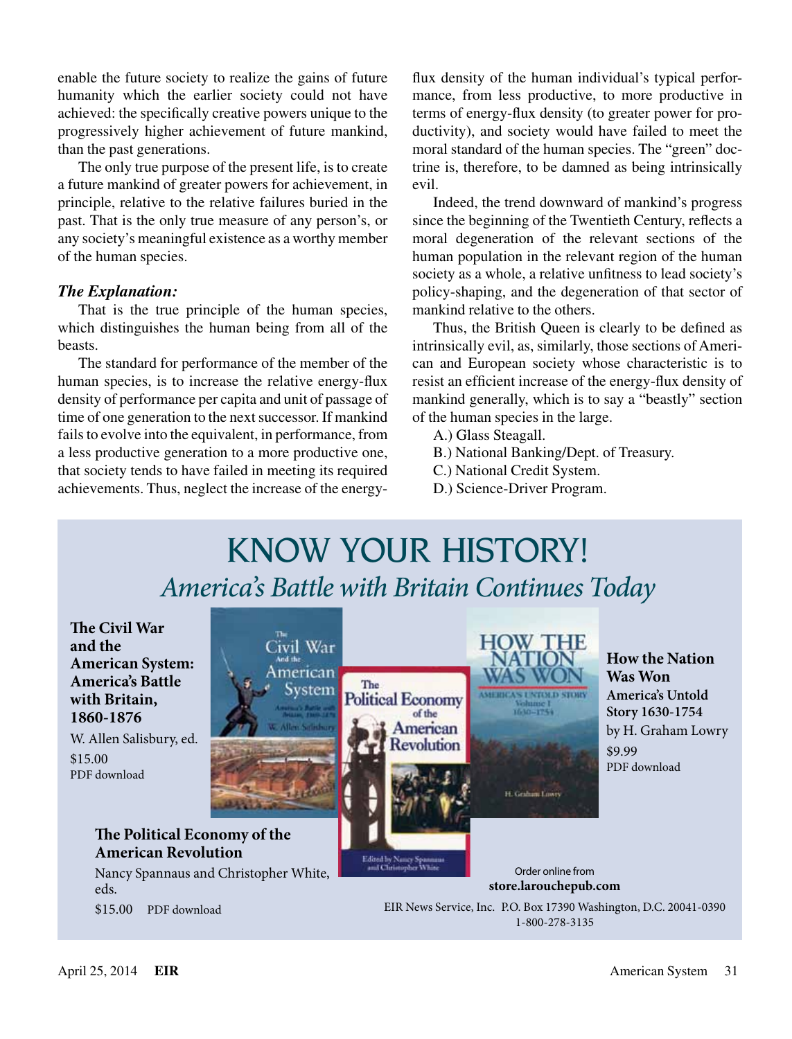enable the future society to realize the gains of future humanity which the earlier society could not have achieved: the specifically creative powers unique to the progressively higher achievement of future mankind, than the past generations.

The only true purpose of the present life, is to create a future mankind of greater powers for achievement, in principle, relative to the relative failures buried in the past. That is the only true measure of any person's, or any society's meaningful existence as a worthy member of the human species.

### *The Explanation:*

That is the true principle of the human species, which distinguishes the human being from all of the beasts.

The standard for performance of the member of the human species, is to increase the relative energy-flux density of performance per capita and unit of passage of time of one generation to the next successor. If mankind fails to evolve into the equivalent, in performance, from a less productive generation to a more productive one, that society tends to have failed in meeting its required achievements. Thus, neglect the increase of the energy-flux density of the human individual's typical performance, from less productive, to more productive in terms of energy-flux density (to greater power for productivity), and society would have failed to meet the moral standard of the human species. The "green" doctrine is, therefore, to be damned as being intrinsically evil.

Indeed, the trend downward of mankind's progress since the beginning of the Twentieth Century, reflects a moral degeneration of the relevant sections of the human population in the relevant region of the human society as a whole, a relative unfitness to lead society's policy-shaping, and the degeneration of that sector of mankind relative to the others.

Thus, the British Queen is clearly to be defined as intrinsically evil, as, similarly, those sections of American and European society whose characteristic is to resist an efficient increase of the energy-flux density of mankind generally, which is to say a "beastly" section of the human species in the large.

A.) Glass Steagall.

B.) National Banking/Dept. of Treasury.

C.) National Credit System.

D.) Science-Driver Program.

# KNOW YOUR HISTORY!

## *America's Battle with Britain Continues Today*

**The Civil War and the American System: America's Battle with Britain, 1860-1876**
W. Allen Salisbury, ed.
$15.00
PDF download

**How the Nation Was Won**
**America's Untold Story 1630-1754**
by H. Graham Lowry
$9.99
PDF download

**The Political Economy of the American Revolution**
Nancy Spannaus and Christopher White, eds.
$15.00 PDF download

Order online from
**store.larouchepub.com**

EIR News Service, Inc. P.O. Box 17390 Washington, D.C. 20041-0390
1-800-278-3135